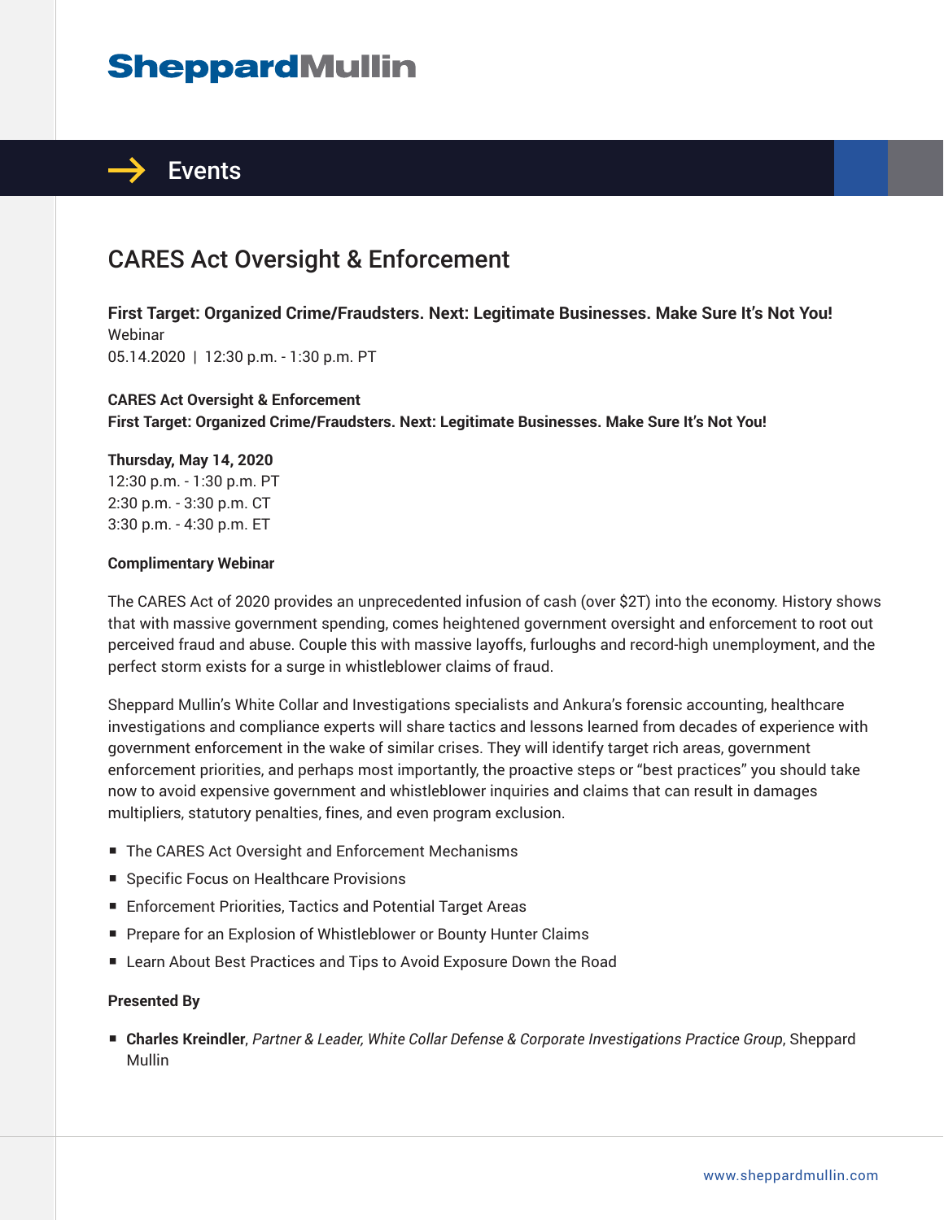# Sheppard Mullin

## Events

# CARES Act Oversight & Enforcement

**First Target: Organized Crime/Fraudsters. Next: Legitimate Businesses. Make Sure It's Not You!**
Webinar
05.14.2020 | 12:30 p.m. - 1:30 p.m. PT

**CARES Act Oversight & Enforcement**
**First Target: Organized Crime/Fraudsters. Next: Legitimate Businesses. Make Sure It's Not You!**

**Thursday, May 14, 2020**
12:30 p.m. - 1:30 p.m. PT
2:30 p.m. - 3:30 p.m. CT
3:30 p.m. - 4:30 p.m. ET

**Complimentary Webinar**

The CARES Act of 2020 provides an unprecedented infusion of cash (over $2T) into the economy. History shows that with massive government spending, comes heightened government oversight and enforcement to root out perceived fraud and abuse. Couple this with massive layoffs, furloughs and record-high unemployment, and the perfect storm exists for a surge in whistleblower claims of fraud.

Sheppard Mullin's White Collar and Investigations specialists and Ankura's forensic accounting, healthcare investigations and compliance experts will share tactics and lessons learned from decades of experience with government enforcement in the wake of similar crises. They will identify target rich areas, government enforcement priorities, and perhaps most importantly, the proactive steps or "best practices" you should take now to avoid expensive government and whistleblower inquiries and claims that can result in damages multipliers, statutory penalties, fines, and even program exclusion.

- The CARES Act Oversight and Enforcement Mechanisms
- Specific Focus on Healthcare Provisions
- Enforcement Priorities, Tactics and Potential Target Areas
- Prepare for an Explosion of Whistleblower or Bounty Hunter Claims
- Learn About Best Practices and Tips to Avoid Exposure Down the Road

**Presented By**

- **Charles Kreindler**, *Partner & Leader, White Collar Defense & Corporate Investigations Practice Group*, Sheppard Mullin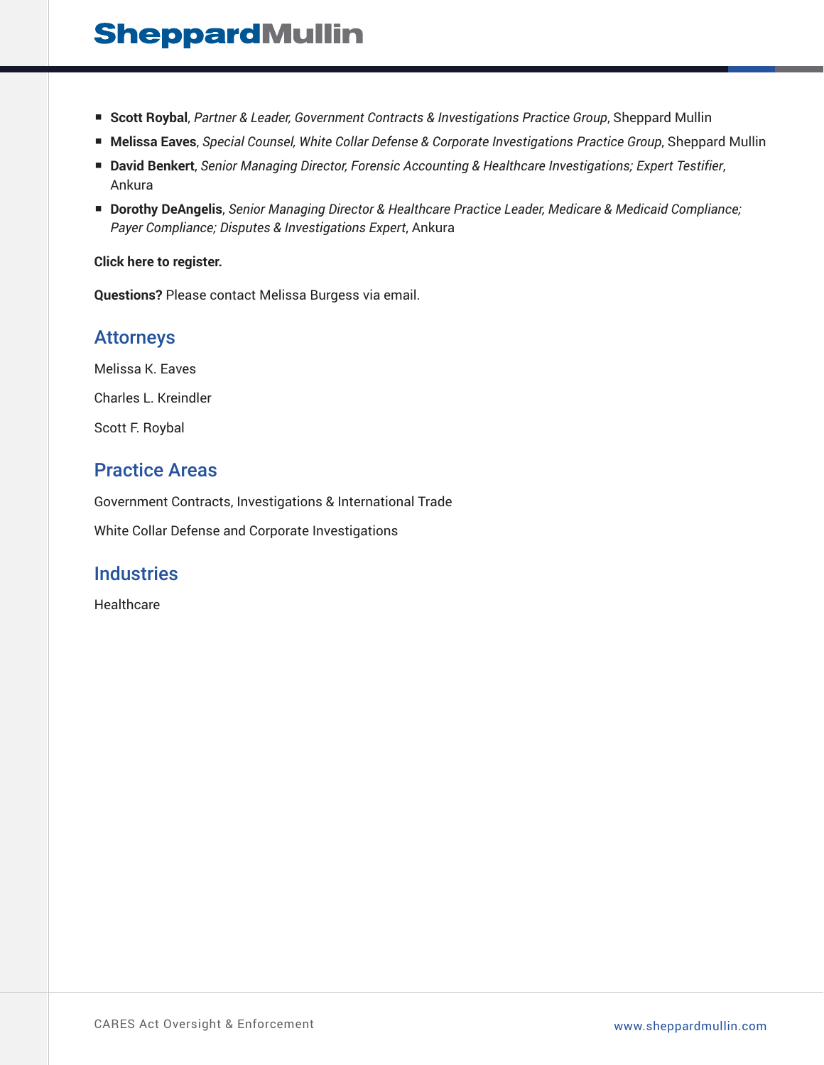- **Scott Roybal**, *Partner & Leader, Government Contracts & Investigations Practice Group*, Sheppard Mullin
- **Melissa Eaves**, *Special Counsel, White Collar Defense & Corporate Investigations Practice Group*, Sheppard Mullin
- **David Benkert**, *Senior Managing Director, Forensic Accounting & Healthcare Investigations; Expert Testifier*, Ankura
- **Dorothy DeAngelis**, *Senior Managing Director & Healthcare Practice Leader, Medicare & Medicaid Compliance; Payer Compliance; Disputes & Investigations Expert*, Ankura

**Click here to register.**

**Questions?** Please contact Melissa Burgess via email.

## Attorneys

Melissa K. Eaves

Charles L. Kreindler

Scott F. Roybal

## Practice Areas

Government Contracts, Investigations & International Trade

White Collar Defense and Corporate Investigations

## Industries

Healthcare